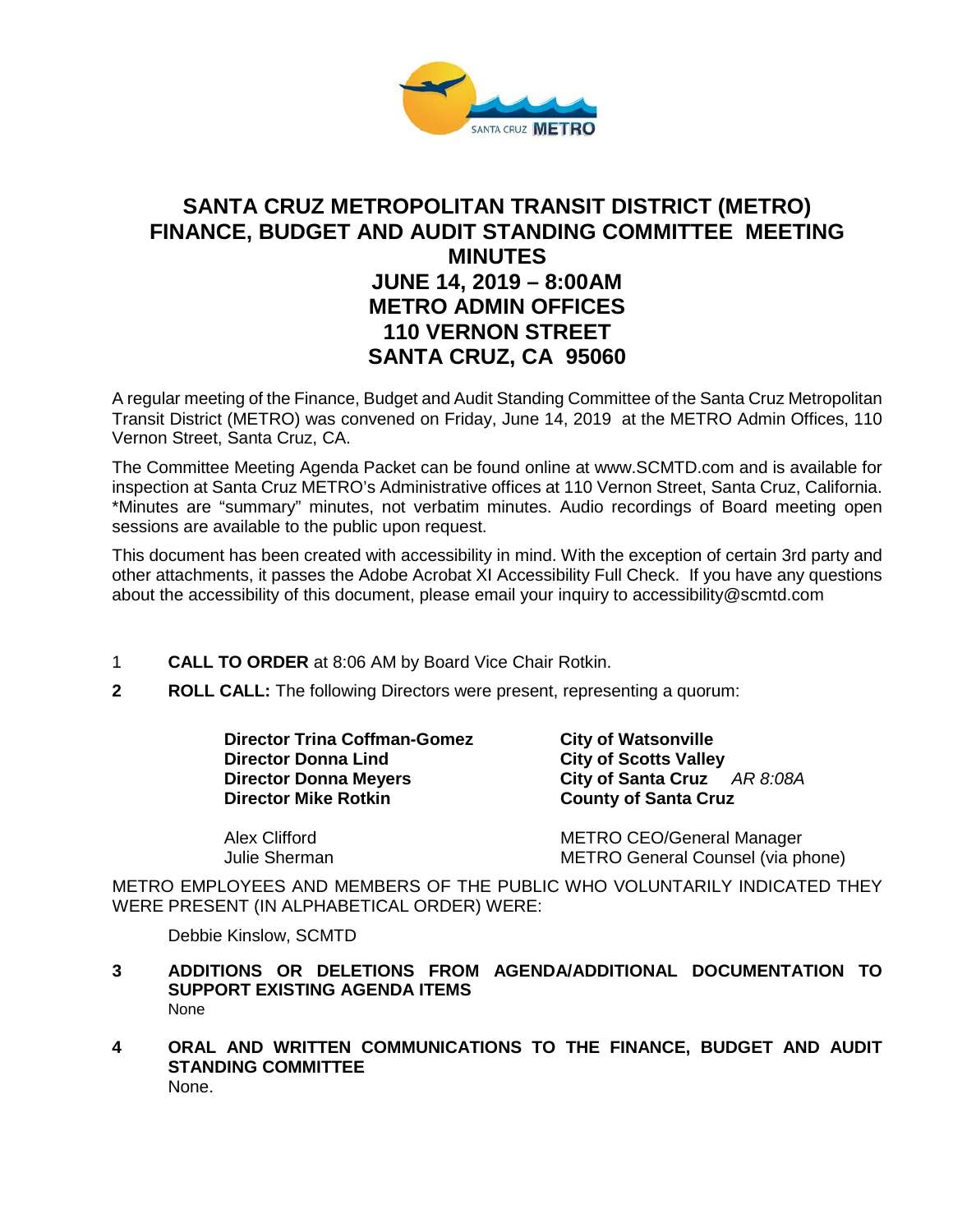# SANTA CRUZ METROPOLITAN TRANSIT DISTRICT (METRO) FINANCE, BUDGET AND AUDIT STANDING COMMITTEE MEETING MINUTES

## JUNE 14, 2019 – 8:00AM
## METRO ADMIN OFFICES
## 110 VERNON STREET
## SANTA CRUZ, CA 95060

A regular meeting of the Finance, Budget and Audit Standing Committee of the Santa Cruz Metropolitan Transit District (METRO) was convened on Friday, June 14, 2019 at the METRO Admin Offices, 110 Vernon Street, Santa Cruz, CA.

The Committee Meeting Agenda Packet can be found online at www.SCMTD.com and is available for inspection at Santa Cruz METRO's Administrative offices at 110 Vernon Street, Santa Cruz, California. *Minutes are "summary" minutes, not verbatim minutes. Audio recordings of Board meeting open sessions are available to the public upon request.

This document has been created with accessibility in mind. With the exception of certain 3rd party and other attachments, it passes the Adobe Acrobat XI Accessibility Full Check. If you have any questions about the accessibility of this document, please email your inquiry to accessibility@scmtd.com

1 **CALL TO ORDER** at 8:06 AM by Board Vice Chair Rotkin.

**2 ROLL CALL:** The following Directors were present, representing a quorum:

| | |
|---|---|
| **Director Trina Coffman-Gomez** | **City of Watsonville** |
| **Director Donna Lind** | **City of Scotts Valley** |
| **Director Donna Meyers** | **City of Santa Cruz** *AR 8:08A* |
| **Director Mike Rotkin** | **County of Santa Cruz** |
| Alex Clifford | METRO CEO/General Manager |
| Julie Sherman | METRO General Counsel (via phone) |

METRO EMPLOYEES AND MEMBERS OF THE PUBLIC WHO VOLUNTARILY INDICATED THEY WERE PRESENT (IN ALPHABETICAL ORDER) WERE:

Debbie Kinslow, SCMTD

**3 ADDITIONS OR DELETIONS FROM AGENDA/ADDITIONAL DOCUMENTATION TO SUPPORT EXISTING AGENDA ITEMS**

None

**4 ORAL AND WRITTEN COMMUNICATIONS TO THE FINANCE, BUDGET AND AUDIT STANDING COMMITTEE**

None.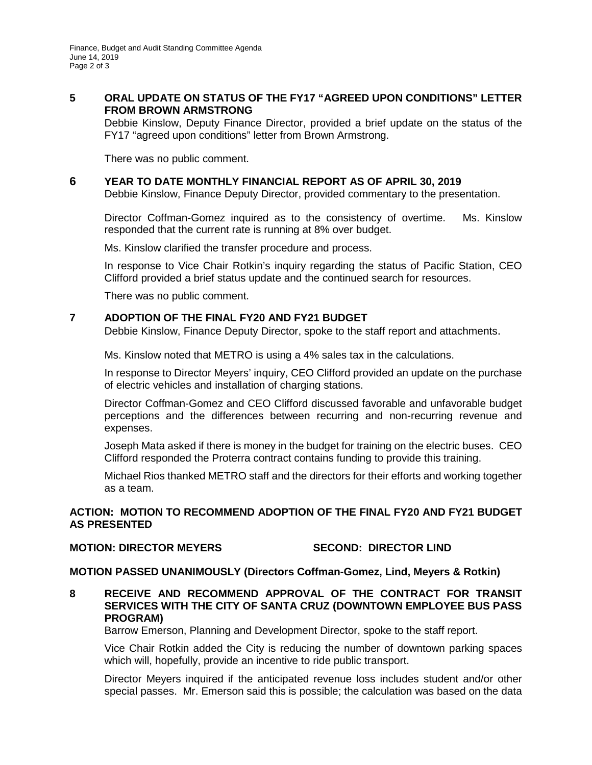## 5 ORAL UPDATE ON STATUS OF THE FY17 "AGREED UPON CONDITIONS" LETTER FROM BROWN ARMSTRONG

Debbie Kinslow, Deputy Finance Director, provided a brief update on the status of the FY17 "agreed upon conditions" letter from Brown Armstrong.

There was no public comment.

## 6 YEAR TO DATE MONTHLY FINANCIAL REPORT AS OF APRIL 30, 2019

Debbie Kinslow, Finance Deputy Director, provided commentary to the presentation.

Director Coffman-Gomez inquired as to the consistency of overtime. Ms. Kinslow responded that the current rate is running at 8% over budget.

Ms. Kinslow clarified the transfer procedure and process.

In response to Vice Chair Rotkin's inquiry regarding the status of Pacific Station, CEO Clifford provided a brief status update and the continued search for resources.

There was no public comment.

## 7 ADOPTION OF THE FINAL FY20 AND FY21 BUDGET

Debbie Kinslow, Finance Deputy Director, spoke to the staff report and attachments.

Ms. Kinslow noted that METRO is using a 4% sales tax in the calculations.

In response to Director Meyers' inquiry, CEO Clifford provided an update on the purchase of electric vehicles and installation of charging stations.

Director Coffman-Gomez and CEO Clifford discussed favorable and unfavorable budget perceptions and the differences between recurring and non-recurring revenue and expenses.

Joseph Mata asked if there is money in the budget for training on the electric buses. CEO Clifford responded the Proterra contract contains funding to provide this training.

Michael Rios thanked METRO staff and the directors for their efforts and working together as a team.

**ACTION: MOTION TO RECOMMEND ADOPTION OF THE FINAL FY20 AND FY21 BUDGET AS PRESENTED**

**MOTION: DIRECTOR MEYERS** **SECOND: DIRECTOR LIND**

**MOTION PASSED UNANIMOUSLY (Directors Coffman-Gomez, Lind, Meyers & Rotkin)**

## 8 RECEIVE AND RECOMMEND APPROVAL OF THE CONTRACT FOR TRANSIT SERVICES WITH THE CITY OF SANTA CRUZ (DOWNTOWN EMPLOYEE BUS PASS PROGRAM)

Barrow Emerson, Planning and Development Director, spoke to the staff report.

Vice Chair Rotkin added the City is reducing the number of downtown parking spaces which will, hopefully, provide an incentive to ride public transport.

Director Meyers inquired if the anticipated revenue loss includes student and/or other special passes. Mr. Emerson said this is possible; the calculation was based on the data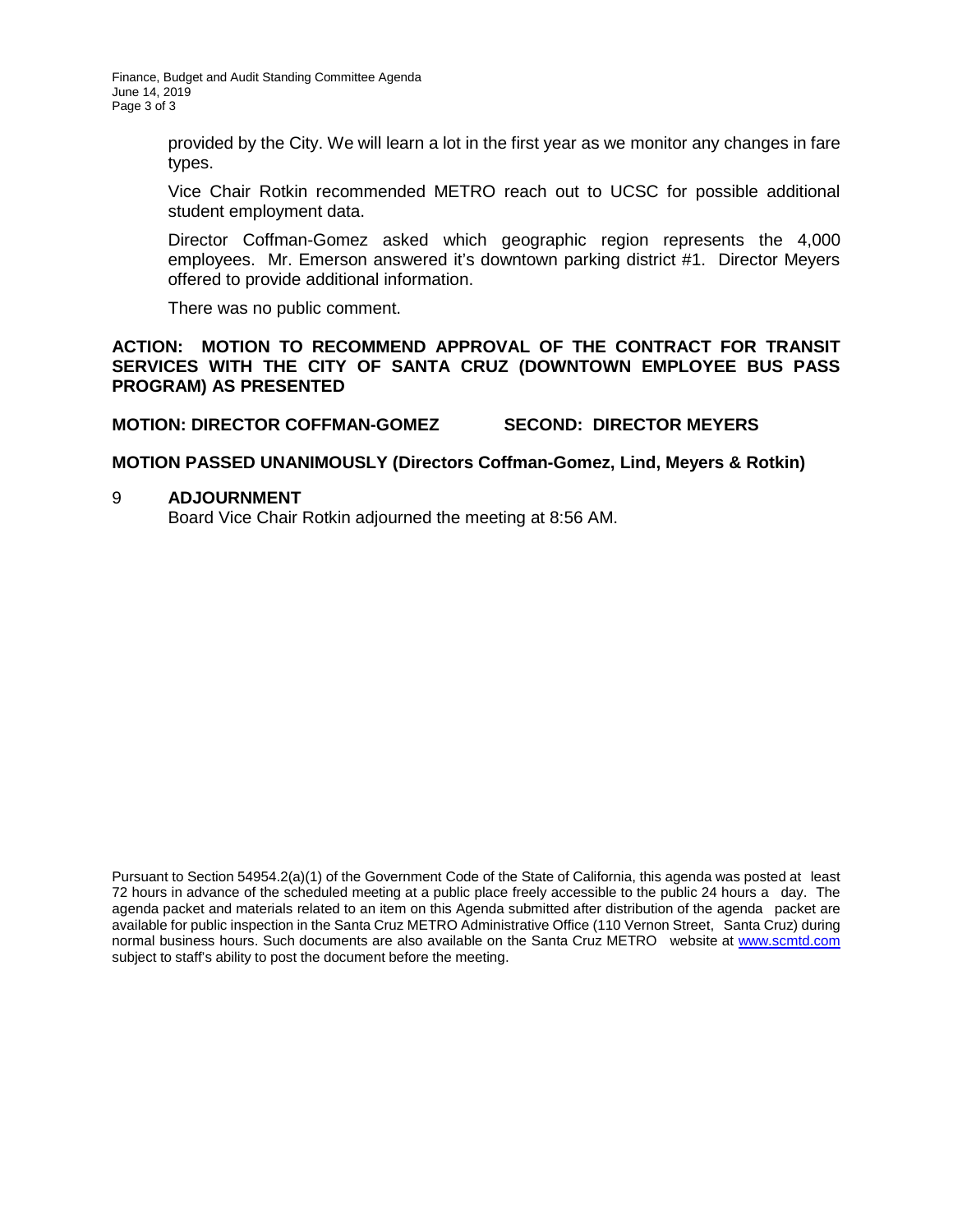provided by the City. We will learn a lot in the first year as we monitor any changes in fare types.

Vice Chair Rotkin recommended METRO reach out to UCSC for possible additional student employment data.

Director Coffman-Gomez asked which geographic region represents the 4,000 employees. Mr. Emerson answered it's downtown parking district #1. Director Meyers offered to provide additional information.

There was no public comment.

**ACTION: MOTION TO RECOMMEND APPROVAL OF THE CONTRACT FOR TRANSIT SERVICES WITH THE CITY OF SANTA CRUZ (DOWNTOWN EMPLOYEE BUS PASS PROGRAM) AS PRESENTED**

**MOTION: DIRECTOR COFFMAN-GOMEZ SECOND: DIRECTOR MEYERS**

**MOTION PASSED UNANIMOUSLY (Directors Coffman-Gomez, Lind, Meyers & Rotkin)**

## 9 ADJOURNMENT

Board Vice Chair Rotkin adjourned the meeting at 8:56 AM.

Pursuant to Section 54954.2(a)(1) of the Government Code of the State of California, this agenda was posted at least 72 hours in advance of the scheduled meeting at a public place freely accessible to the public 24 hours a day. The agenda packet and materials related to an item on this Agenda submitted after distribution of the agenda packet are available for public inspection in the Santa Cruz METRO Administrative Office (110 Vernon Street, Santa Cruz) during normal business hours. Such documents are also available on the Santa Cruz METRO website at www.scmtd.com subject to staff's ability to post the document before the meeting.